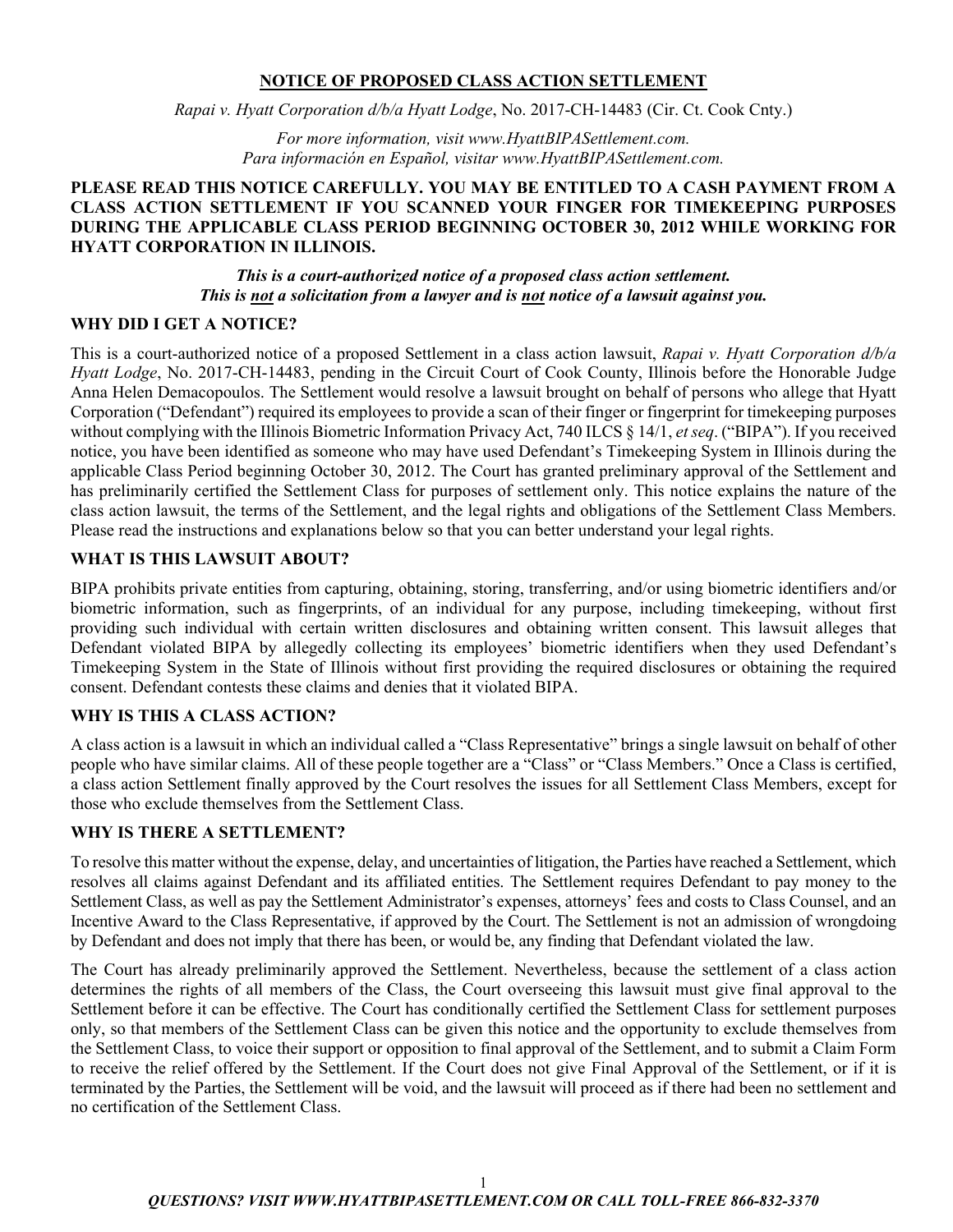# NOTICE OF PROPOSED CLASS ACTION SETTLEMENT

*Rapai v. Hyatt Corporation d/b/a Hyatt Lodge*, No. 2017-CH-14483 (Cir. Ct. Cook Cnty.)

*For more information, visit www.HyattBIPASettlement.com.*
*Para información en Español, visitar www.HyattBIPASettlement.com.*

**PLEASE READ THIS NOTICE CAREFULLY. YOU MAY BE ENTITLED TO A CASH PAYMENT FROM A CLASS ACTION SETTLEMENT IF YOU SCANNED YOUR FINGER FOR TIMEKEEPING PURPOSES DURING THE APPLICABLE CLASS PERIOD BEGINNING OCTOBER 30, 2012 WHILE WORKING FOR HYATT CORPORATION IN ILLINOIS.**

***This is a court-authorized notice of a proposed class action settlement.***
***This is not a solicitation from a lawyer and is not notice of a lawsuit against you.***

## WHY DID I GET A NOTICE?

This is a court-authorized notice of a proposed Settlement in a class action lawsuit, *Rapai v. Hyatt Corporation d/b/a Hyatt Lodge*, No. 2017-CH-14483, pending in the Circuit Court of Cook County, Illinois before the Honorable Judge Anna Helen Demacopoulos. The Settlement would resolve a lawsuit brought on behalf of persons who allege that Hyatt Corporation ("Defendant") required its employees to provide a scan of their finger or fingerprint for timekeeping purposes without complying with the Illinois Biometric Information Privacy Act, 740 ILCS § 14/1, *et seq*. ("BIPA"). If you received notice, you have been identified as someone who may have used Defendant's Timekeeping System in Illinois during the applicable Class Period beginning October 30, 2012. The Court has granted preliminary approval of the Settlement and has preliminarily certified the Settlement Class for purposes of settlement only. This notice explains the nature of the class action lawsuit, the terms of the Settlement, and the legal rights and obligations of the Settlement Class Members. Please read the instructions and explanations below so that you can better understand your legal rights.

## WHAT IS THIS LAWSUIT ABOUT?

BIPA prohibits private entities from capturing, obtaining, storing, transferring, and/or using biometric identifiers and/or biometric information, such as fingerprints, of an individual for any purpose, including timekeeping, without first providing such individual with certain written disclosures and obtaining written consent. This lawsuit alleges that Defendant violated BIPA by allegedly collecting its employees' biometric identifiers when they used Defendant's Timekeeping System in the State of Illinois without first providing the required disclosures or obtaining the required consent. Defendant contests these claims and denies that it violated BIPA.

## WHY IS THIS A CLASS ACTION?

A class action is a lawsuit in which an individual called a "Class Representative" brings a single lawsuit on behalf of other people who have similar claims. All of these people together are a "Class" or "Class Members." Once a Class is certified, a class action Settlement finally approved by the Court resolves the issues for all Settlement Class Members, except for those who exclude themselves from the Settlement Class.

## WHY IS THERE A SETTLEMENT?

To resolve this matter without the expense, delay, and uncertainties of litigation, the Parties have reached a Settlement, which resolves all claims against Defendant and its affiliated entities. The Settlement requires Defendant to pay money to the Settlement Class, as well as pay the Settlement Administrator's expenses, attorneys' fees and costs to Class Counsel, and an Incentive Award to the Class Representative, if approved by the Court. The Settlement is not an admission of wrongdoing by Defendant and does not imply that there has been, or would be, any finding that Defendant violated the law.

The Court has already preliminarily approved the Settlement. Nevertheless, because the settlement of a class action determines the rights of all members of the Class, the Court overseeing this lawsuit must give final approval to the Settlement before it can be effective. The Court has conditionally certified the Settlement Class for settlement purposes only, so that members of the Settlement Class can be given this notice and the opportunity to exclude themselves from the Settlement Class, to voice their support or opposition to final approval of the Settlement, and to submit a Claim Form to receive the relief offered by the Settlement. If the Court does not give Final Approval of the Settlement, or if it is terminated by the Parties, the Settlement will be void, and the lawsuit will proceed as if there had been no settlement and no certification of the Settlement Class.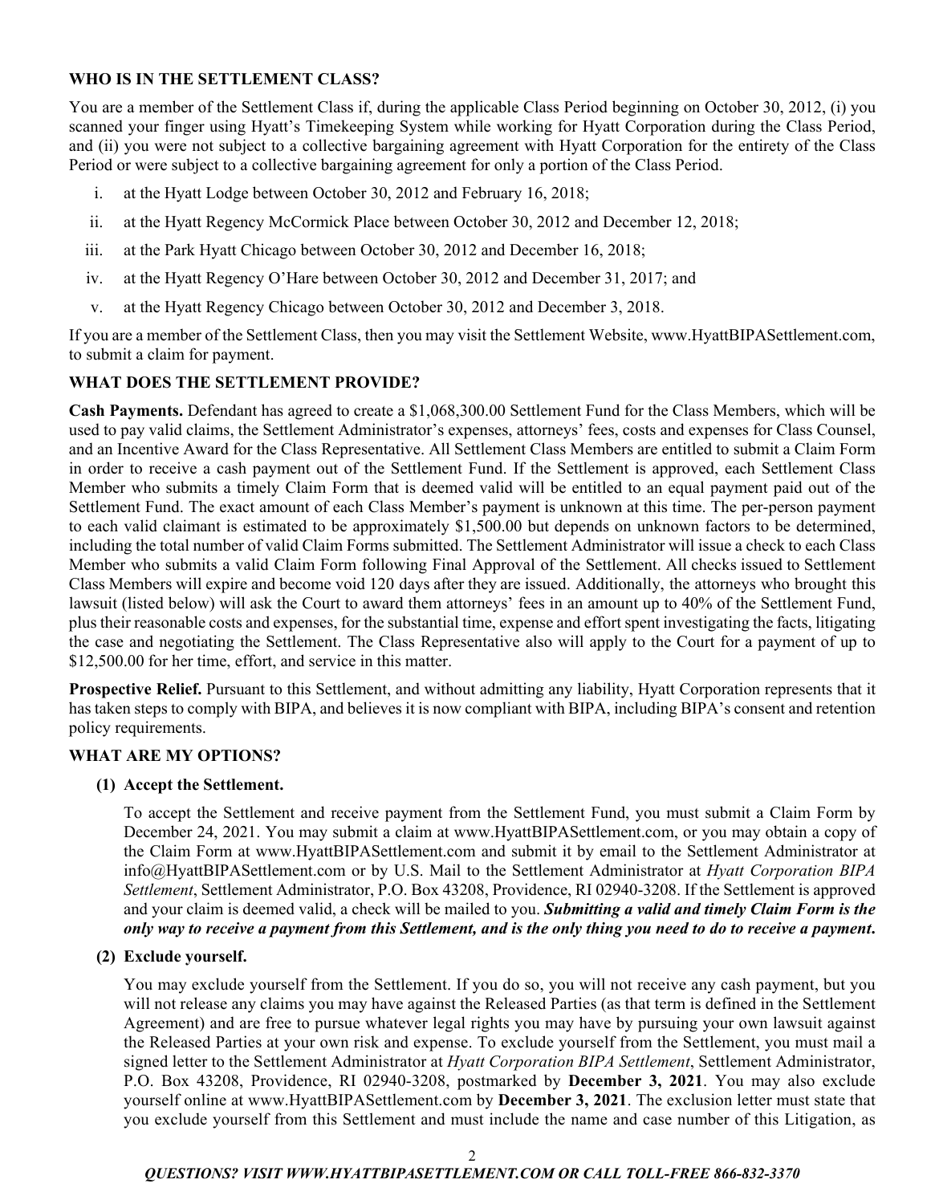### WHO IS IN THE SETTLEMENT CLASS?

You are a member of the Settlement Class if, during the applicable Class Period beginning on October 30, 2012, (i) you scanned your finger using Hyatt's Timekeeping System while working for Hyatt Corporation during the Class Period, and (ii) you were not subject to a collective bargaining agreement with Hyatt Corporation for the entirety of the Class Period or were subject to a collective bargaining agreement for only a portion of the Class Period.

i. at the Hyatt Lodge between October 30, 2012 and February 16, 2018;

ii. at the Hyatt Regency McCormick Place between October 30, 2012 and December 12, 2018;

iii. at the Park Hyatt Chicago between October 30, 2012 and December 16, 2018;

iv. at the Hyatt Regency O'Hare between October 30, 2012 and December 31, 2017; and

v. at the Hyatt Regency Chicago between October 30, 2012 and December 3, 2018.

If you are a member of the Settlement Class, then you may visit the Settlement Website, www.HyattBIPASettlement.com, to submit a claim for payment.

### WHAT DOES THE SETTLEMENT PROVIDE?

**Cash Payments.** Defendant has agreed to create a $1,068,300.00 Settlement Fund for the Class Members, which will be used to pay valid claims, the Settlement Administrator's expenses, attorneys' fees, costs and expenses for Class Counsel, and an Incentive Award for the Class Representative. All Settlement Class Members are entitled to submit a Claim Form in order to receive a cash payment out of the Settlement Fund. If the Settlement is approved, each Settlement Class Member who submits a timely Claim Form that is deemed valid will be entitled to an equal payment paid out of the Settlement Fund. The exact amount of each Class Member's payment is unknown at this time. The per-person payment to each valid claimant is estimated to be approximately $1,500.00 but depends on unknown factors to be determined, including the total number of valid Claim Forms submitted. The Settlement Administrator will issue a check to each Class Member who submits a valid Claim Form following Final Approval of the Settlement. All checks issued to Settlement Class Members will expire and become void 120 days after they are issued. Additionally, the attorneys who brought this lawsuit (listed below) will ask the Court to award them attorneys' fees in an amount up to 40% of the Settlement Fund, plus their reasonable costs and expenses, for the substantial time, expense and effort spent investigating the facts, litigating the case and negotiating the Settlement. The Class Representative also will apply to the Court for a payment of up to $12,500.00 for her time, effort, and service in this matter.

**Prospective Relief.** Pursuant to this Settlement, and without admitting any liability, Hyatt Corporation represents that it has taken steps to comply with BIPA, and believes it is now compliant with BIPA, including BIPA's consent and retention policy requirements.

### WHAT ARE MY OPTIONS?

**(1) Accept the Settlement.**

To accept the Settlement and receive payment from the Settlement Fund, you must submit a Claim Form by December 24, 2021. You may submit a claim at www.HyattBIPASettlement.com, or you may obtain a copy of the Claim Form at www.HyattBIPASettlement.com and submit it by email to the Settlement Administrator at info@HyattBIPASettlement.com or by U.S. Mail to the Settlement Administrator at *Hyatt Corporation BIPA Settlement*, Settlement Administrator, P.O. Box 43208, Providence, RI 02940-3208. If the Settlement is approved and your claim is deemed valid, a check will be mailed to you. ***Submitting a valid and timely Claim Form is the only way to receive a payment from this Settlement, and is the only thing you need to do to receive a payment.***

**(2) Exclude yourself.**

You may exclude yourself from the Settlement. If you do so, you will not receive any cash payment, but you will not release any claims you may have against the Released Parties (as that term is defined in the Settlement Agreement) and are free to pursue whatever legal rights you may have by pursuing your own lawsuit against the Released Parties at your own risk and expense. To exclude yourself from the Settlement, you must mail a signed letter to the Settlement Administrator at *Hyatt Corporation BIPA Settlement*, Settlement Administrator, P.O. Box 43208, Providence, RI 02940-3208, postmarked by **December 3, 2021**. You may also exclude yourself online at www.HyattBIPASettlement.com by **December 3, 2021**. The exclusion letter must state that you exclude yourself from this Settlement and must include the name and case number of this Litigation, as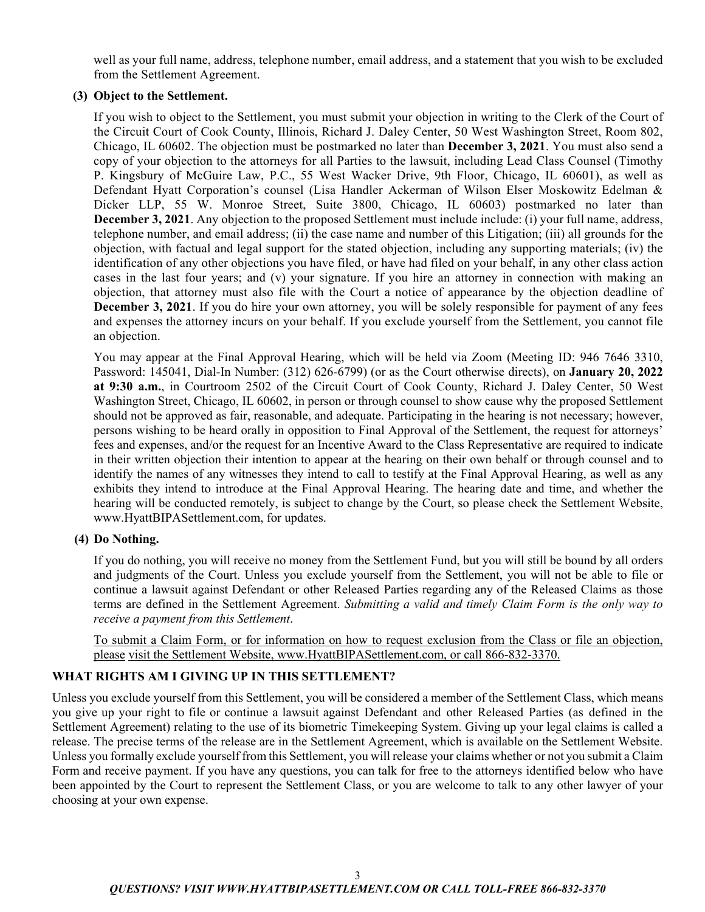well as your full name, address, telephone number, email address, and a statement that you wish to be excluded from the Settlement Agreement.

**(3) Object to the Settlement.**

If you wish to object to the Settlement, you must submit your objection in writing to the Clerk of the Court of the Circuit Court of Cook County, Illinois, Richard J. Daley Center, 50 West Washington Street, Room 802, Chicago, IL 60602. The objection must be postmarked no later than **December 3, 2021**. You must also send a copy of your objection to the attorneys for all Parties to the lawsuit, including Lead Class Counsel (Timothy P. Kingsbury of McGuire Law, P.C., 55 West Wacker Drive, 9th Floor, Chicago, IL 60601), as well as Defendant Hyatt Corporation's counsel (Lisa Handler Ackerman of Wilson Elser Moskowitz Edelman & Dicker LLP, 55 W. Monroe Street, Suite 3800, Chicago, IL 60603) postmarked no later than **December 3, 2021**. Any objection to the proposed Settlement must include include: (i) your full name, address, telephone number, and email address; (ii) the case name and number of this Litigation; (iii) all grounds for the objection, with factual and legal support for the stated objection, including any supporting materials; (iv) the identification of any other objections you have filed, or have had filed on your behalf, in any other class action cases in the last four years; and (v) your signature. If you hire an attorney in connection with making an objection, that attorney must also file with the Court a notice of appearance by the objection deadline of **December 3, 2021**. If you do hire your own attorney, you will be solely responsible for payment of any fees and expenses the attorney incurs on your behalf. If you exclude yourself from the Settlement, you cannot file an objection.

You may appear at the Final Approval Hearing, which will be held via Zoom (Meeting ID: 946 7646 3310, Password: 145041, Dial-In Number: (312) 626-6799) (or as the Court otherwise directs), on **January 20, 2022 at 9:30 a.m.**, in Courtroom 2502 of the Circuit Court of Cook County, Richard J. Daley Center, 50 West Washington Street, Chicago, IL 60602, in person or through counsel to show cause why the proposed Settlement should not be approved as fair, reasonable, and adequate. Participating in the hearing is not necessary; however, persons wishing to be heard orally in opposition to Final Approval of the Settlement, the request for attorneys' fees and expenses, and/or the request for an Incentive Award to the Class Representative are required to indicate in their written objection their intention to appear at the hearing on their own behalf or through counsel and to identify the names of any witnesses they intend to call to testify at the Final Approval Hearing, as well as any exhibits they intend to introduce at the Final Approval Hearing. The hearing date and time, and whether the hearing will be conducted remotely, is subject to change by the Court, so please check the Settlement Website, www.HyattBIPASettlement.com, for updates.

**(4) Do Nothing.**

If you do nothing, you will receive no money from the Settlement Fund, but you will still be bound by all orders and judgments of the Court. Unless you exclude yourself from the Settlement, you will not be able to file or continue a lawsuit against Defendant or other Released Parties regarding any of the Released Claims as those terms are defined in the Settlement Agreement. *Submitting a valid and timely Claim Form is the only way to receive a payment from this Settlement*.

To submit a Claim Form, or for information on how to request exclusion from the Class or file an objection, please visit the Settlement Website, www.HyattBIPASettlement.com, or call 866-832-3370.

## WHAT RIGHTS AM I GIVING UP IN THIS SETTLEMENT?

Unless you exclude yourself from this Settlement, you will be considered a member of the Settlement Class, which means you give up your right to file or continue a lawsuit against Defendant and other Released Parties (as defined in the Settlement Agreement) relating to the use of its biometric Timekeeping System. Giving up your legal claims is called a release. The precise terms of the release are in the Settlement Agreement, which is available on the Settlement Website. Unless you formally exclude yourself from this Settlement, you will release your claims whether or not you submit a Claim Form and receive payment. If you have any questions, you can talk for free to the attorneys identified below who have been appointed by the Court to represent the Settlement Class, or you are welcome to talk to any other lawyer of your choosing at your own expense.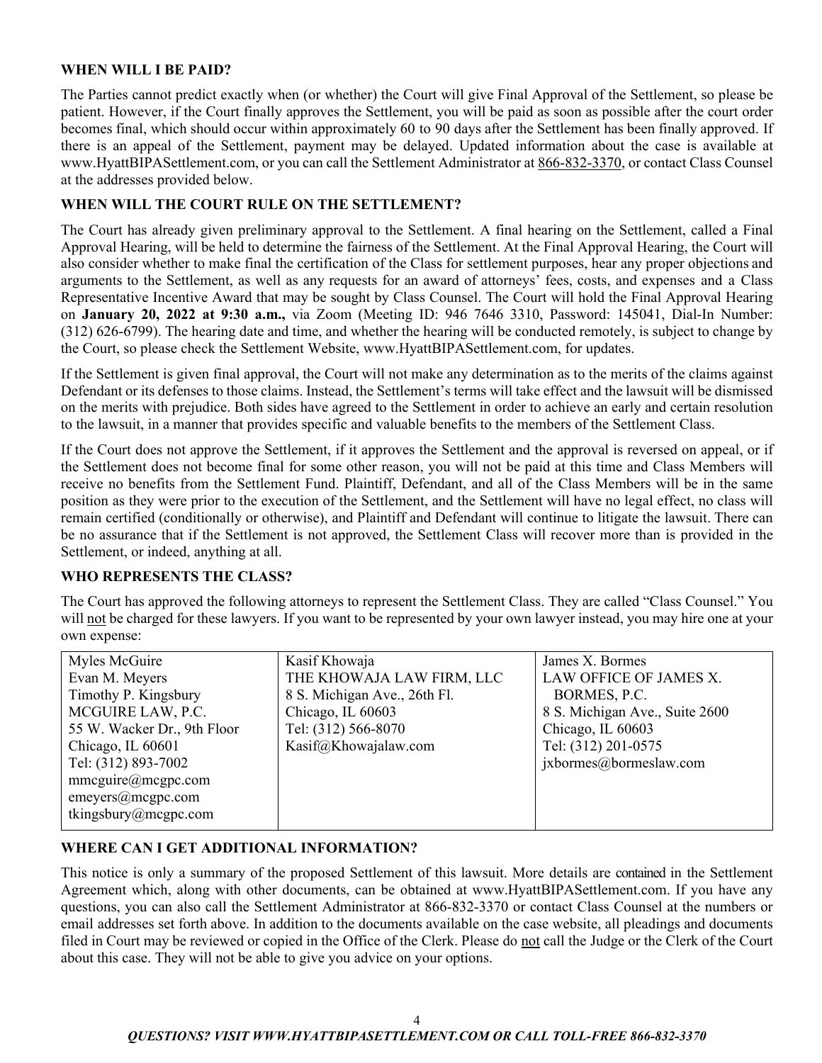**WHEN WILL I BE PAID?**

The Parties cannot predict exactly when (or whether) the Court will give Final Approval of the Settlement, so please be patient. However, if the Court finally approves the Settlement, you will be paid as soon as possible after the court order becomes final, which should occur within approximately 60 to 90 days after the Settlement has been finally approved. If there is an appeal of the Settlement, payment may be delayed. Updated information about the case is available at www.HyattBIPASettlement.com, or you can call the Settlement Administrator at 866-832-3370, or contact Class Counsel at the addresses provided below.

**WHEN WILL THE COURT RULE ON THE SETTLEMENT?**

The Court has already given preliminary approval to the Settlement. A final hearing on the Settlement, called a Final Approval Hearing, will be held to determine the fairness of the Settlement. At the Final Approval Hearing, the Court will also consider whether to make final the certification of the Class for settlement purposes, hear any proper objections and arguments to the Settlement, as well as any requests for an award of attorneys' fees, costs, and expenses and a Class Representative Incentive Award that may be sought by Class Counsel. The Court will hold the Final Approval Hearing on **January 20, 2022 at 9:30 a.m.,** via Zoom (Meeting ID: 946 7646 3310, Password: 145041, Dial-In Number: (312) 626-6799). The hearing date and time, and whether the hearing will be conducted remotely, is subject to change by the Court, so please check the Settlement Website, www.HyattBIPASettlement.com, for updates.

If the Settlement is given final approval, the Court will not make any determination as to the merits of the claims against Defendant or its defenses to those claims. Instead, the Settlement's terms will take effect and the lawsuit will be dismissed on the merits with prejudice. Both sides have agreed to the Settlement in order to achieve an early and certain resolution to the lawsuit, in a manner that provides specific and valuable benefits to the members of the Settlement Class.

If the Court does not approve the Settlement, if it approves the Settlement and the approval is reversed on appeal, or if the Settlement does not become final for some other reason, you will not be paid at this time and Class Members will receive no benefits from the Settlement Fund. Plaintiff, Defendant, and all of the Class Members will be in the same position as they were prior to the execution of the Settlement, and the Settlement will have no legal effect, no class will remain certified (conditionally or otherwise), and Plaintiff and Defendant will continue to litigate the lawsuit. There can be no assurance that if the Settlement is not approved, the Settlement Class will recover more than is provided in the Settlement, or indeed, anything at all.

**WHO REPRESENTS THE CLASS?**

The Court has approved the following attorneys to represent the Settlement Class. They are called "Class Counsel." You will not be charged for these lawyers. If you want to be represented by your own lawyer instead, you may hire one at your own expense:

| | | |
|---|---|---|
| Myles McGuire<br>Evan M. Meyers<br>Timothy P. Kingsbury<br>MCGUIRE LAW, P.C.<br>55 W. Wacker Dr., 9th Floor<br>Chicago, IL 60601<br>Tel: (312) 893-7002<br>mmcguire@mcgpc.com<br>emeyers@mcgpc.com<br>tkingsbury@mcgpc.com | Kasif Khowaja<br>THE KHOWAJA LAW FIRM, LLC<br>8 S. Michigan Ave., 26th Fl.<br>Chicago, IL 60603<br>Tel: (312) 566-8070<br>Kasif@Khowajalaw.com | James X. Bormes<br>LAW OFFICE OF JAMES X. BORMES, P.C.<br>8 S. Michigan Ave., Suite 2600<br>Chicago, IL 60603<br>Tel: (312) 201-0575<br>jxbormes@bormeslaw.com |

**WHERE CAN I GET ADDITIONAL INFORMATION?**

This notice is only a summary of the proposed Settlement of this lawsuit. More details are contained in the Settlement Agreement which, along with other documents, can be obtained at www.HyattBIPASettlement.com. If you have any questions, you can also call the Settlement Administrator at 866-832-3370 or contact Class Counsel at the numbers or email addresses set forth above. In addition to the documents available on the case website, all pleadings and documents filed in Court may be reviewed or copied in the Office of the Clerk. Please do not call the Judge or the Clerk of the Court about this case. They will not be able to give you advice on your options.